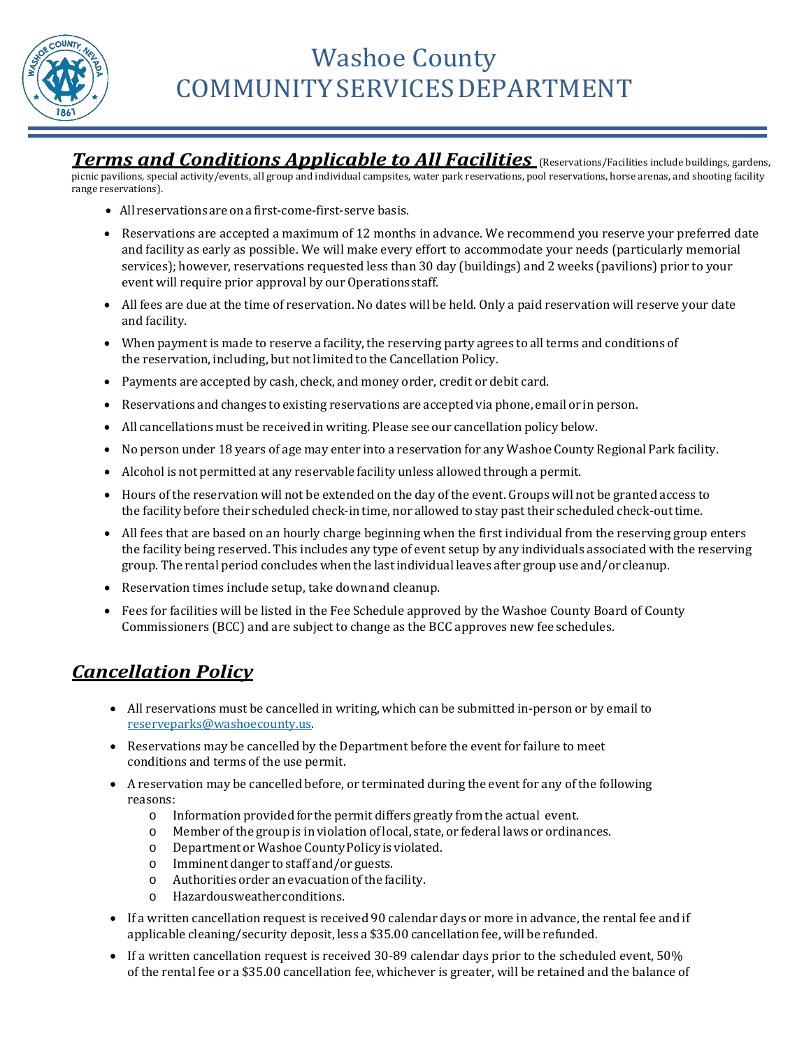# Washoe County
# COMMUNITY SERVICES DEPARTMENT

## ***Terms and Conditions Applicable to All Facilities*** (Reservations/Facilities include buildings, gardens, picnic pavilions, special activity/events, all group and individual campsites, water park reservations, pool reservations, horse arenas, and shooting facility range reservations).

- All reservations are on a first-come-first-serve basis.
- Reservations are accepted a maximum of 12 months in advance. We recommend you reserve your preferred date and facility as early as possible. We will make every effort to accommodate your needs (particularly memorial services); however, reservations requested less than 30 day (buildings) and 2 weeks (pavilions) prior to your event will require prior approval by our Operations staff.
- All fees are due at the time of reservation. No dates will be held. Only a paid reservation will reserve your date and facility.
- When payment is made to reserve a facility, the reserving party agrees to all terms and conditions of the reservation, including, but not limited to the Cancellation Policy.
- Payments are accepted by cash, check, and money order, credit or debit card.
- Reservations and changes to existing reservations are accepted via phone, email or in person.
- All cancellations must be received in writing. Please see our cancellation policy below.
- No person under 18 years of age may enter into a reservation for any Washoe County Regional Park facility.
- Alcohol is not permitted at any reservable facility unless allowed through a permit.
- Hours of the reservation will not be extended on the day of the event. Groups will not be granted access to the facility before their scheduled check-in time, nor allowed to stay past their scheduled check-out time.
- All fees that are based on an hourly charge beginning when the first individual from the reserving group enters the facility being reserved. This includes any type of event setup by any individuals associated with the reserving group. The rental period concludes when the last individual leaves after group use and/or cleanup.
- Reservation times include setup, take down and cleanup.
- Fees for facilities will be listed in the Fee Schedule approved by the Washoe County Board of County Commissioners (BCC) and are subject to change as the BCC approves new fee schedules.

## ***Cancellation Policy***

- All reservations must be cancelled in writing, which can be submitted in-person or by email to reserveparks@washoecounty.us.
- Reservations may be cancelled by the Department before the event for failure to meet conditions and terms of the use permit.
- A reservation may be cancelled before, or terminated during the event for any of the following reasons:
  - Information provided for the permit differs greatly from the actual event.
  - Member of the group is in violation of local, state, or federal laws or ordinances.
  - Department or Washoe County Policy is violated.
  - Imminent danger to staff and/or guests.
  - Authorities order an evacuation of the facility.
  - Hazardous weather conditions.
- If a written cancellation request is received 90 calendar days or more in advance, the rental fee and if applicable cleaning/security deposit, less a $35.00 cancellation fee, will be refunded.
- If a written cancellation request is received 30-89 calendar days prior to the scheduled event, 50% of the rental fee or a $35.00 cancellation fee, whichever is greater, will be retained and the balance of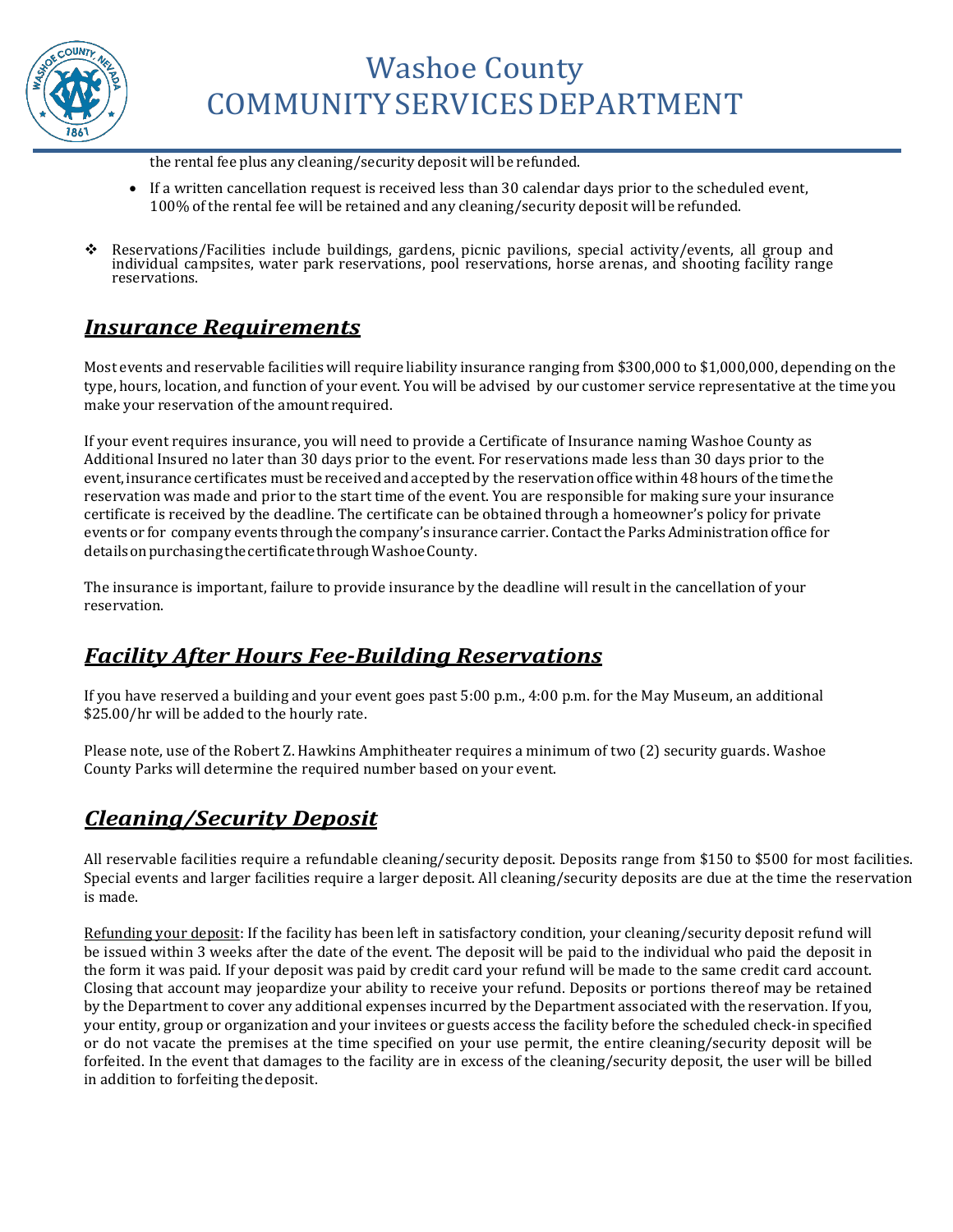the rental fee plus any cleaning/security deposit will be refunded.

- If a written cancellation request is received less than 30 calendar days prior to the scheduled event, 100% of the rental fee will be retained and any cleaning/security deposit will be refunded.

- Reservations/Facilities include buildings, gardens, picnic pavilions, special activity/events, all group and individual campsites, water park reservations, pool reservations, horse arenas, and shooting facility range reservations.

## ***Insurance Requirements***

Most events and reservable facilities will require liability insurance ranging from $300,000 to $1,000,000, depending on the type, hours, location, and function of your event. You will be advised by our customer service representative at the time you make your reservation of the amount required.

If your event requires insurance, you will need to provide a Certificate of Insurance naming Washoe County as Additional Insured no later than 30 days prior to the event. For reservations made less than 30 days prior to the event, insurance certificates must be received and accepted by the reservation office within 48 hours of the time the reservation was made and prior to the start time of the event. You are responsible for making sure your insurance certificate is received by the deadline. The certificate can be obtained through a homeowner's policy for private events or for company events through the company's insurance carrier. Contact the Parks Administration office for details on purchasing the certificate through Washoe County.

The insurance is important, failure to provide insurance by the deadline will result in the cancellation of your reservation.

## ***Facility After Hours Fee-Building Reservations***

If you have reserved a building and your event goes past 5:00 p.m., 4:00 p.m. for the May Museum, an additional $25.00/hr will be added to the hourly rate.

Please note, use of the Robert Z. Hawkins Amphitheater requires a minimum of two (2) security guards. Washoe County Parks will determine the required number based on your event.

## ***Cleaning/Security Deposit***

All reservable facilities require a refundable cleaning/security deposit. Deposits range from $150 to $500 for most facilities. Special events and larger facilities require a larger deposit. All cleaning/security deposits are due at the time the reservation is made.

Refunding your deposit: If the facility has been left in satisfactory condition, your cleaning/security deposit refund will be issued within 3 weeks after the date of the event. The deposit will be paid to the individual who paid the deposit in the form it was paid. If your deposit was paid by credit card your refund will be made to the same credit card account. Closing that account may jeopardize your ability to receive your refund. Deposits or portions thereof may be retained by the Department to cover any additional expenses incurred by the Department associated with the reservation. If you, your entity, group or organization and your invitees or guests access the facility before the scheduled check-in specified or do not vacate the premises at the time specified on your use permit, the entire cleaning/security deposit will be forfeited. In the event that damages to the facility are in excess of the cleaning/security deposit, the user will be billed in addition to forfeiting the deposit.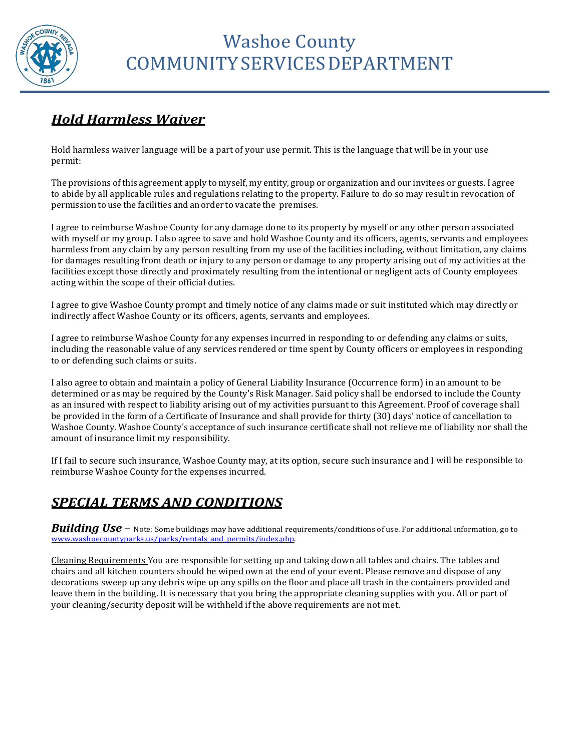# Washoe County
# COMMUNITY SERVICES DEPARTMENT

## ***Hold Harmless Waiver***

Hold harmless waiver language will be a part of your use permit. This is the language that will be in your use permit:

The provisions of this agreement apply to myself, my entity, group or organization and our invitees or guests. I agree to abide by all applicable rules and regulations relating to the property. Failure to do so may result in revocation of permission to use the facilities and an order to vacate the premises.

I agree to reimburse Washoe County for any damage done to its property by myself or any other person associated with myself or my group. I also agree to save and hold Washoe County and its officers, agents, servants and employees harmless from any claim by any person resulting from my use of the facilities including, without limitation, any claims for damages resulting from death or injury to any person or damage to any property arising out of my activities at the facilities except those directly and proximately resulting from the intentional or negligent acts of County employees acting within the scope of their official duties.

I agree to give Washoe County prompt and timely notice of any claims made or suit instituted which may directly or indirectly affect Washoe County or its officers, agents, servants and employees.

I agree to reimburse Washoe County for any expenses incurred in responding to or defending any claims or suits, including the reasonable value of any services rendered or time spent by County officers or employees in responding to or defending such claims or suits.

I also agree to obtain and maintain a policy of General Liability Insurance (Occurrence form) in an amount to be determined or as may be required by the County's Risk Manager. Said policy shall be endorsed to include the County as an insured with respect to liability arising out of my activities pursuant to this Agreement. Proof of coverage shall be provided in the form of a Certificate of Insurance and shall provide for thirty (30) days' notice of cancellation to Washoe County. Washoe County's acceptance of such insurance certificate shall not relieve me of liability nor shall the amount of insurance limit my responsibility.

If I fail to secure such insurance, Washoe County may, at its option, secure such insurance and I will be responsible to reimburse Washoe County for the expenses incurred.

## ***SPECIAL TERMS AND CONDITIONS***

***Building Use*** – Note: Some buildings may have additional requirements/conditions of use. For additional information, go to www.washoecountyparks.us/parks/rentals_and_permits/index.php.

Cleaning Requirements You are responsible for setting up and taking down all tables and chairs. The tables and chairs and all kitchen counters should be wiped own at the end of your event. Please remove and dispose of any decorations sweep up any debris wipe up any spills on the floor and place all trash in the containers provided and leave them in the building. It is necessary that you bring the appropriate cleaning supplies with you. All or part of your cleaning/security deposit will be withheld if the above requirements are not met.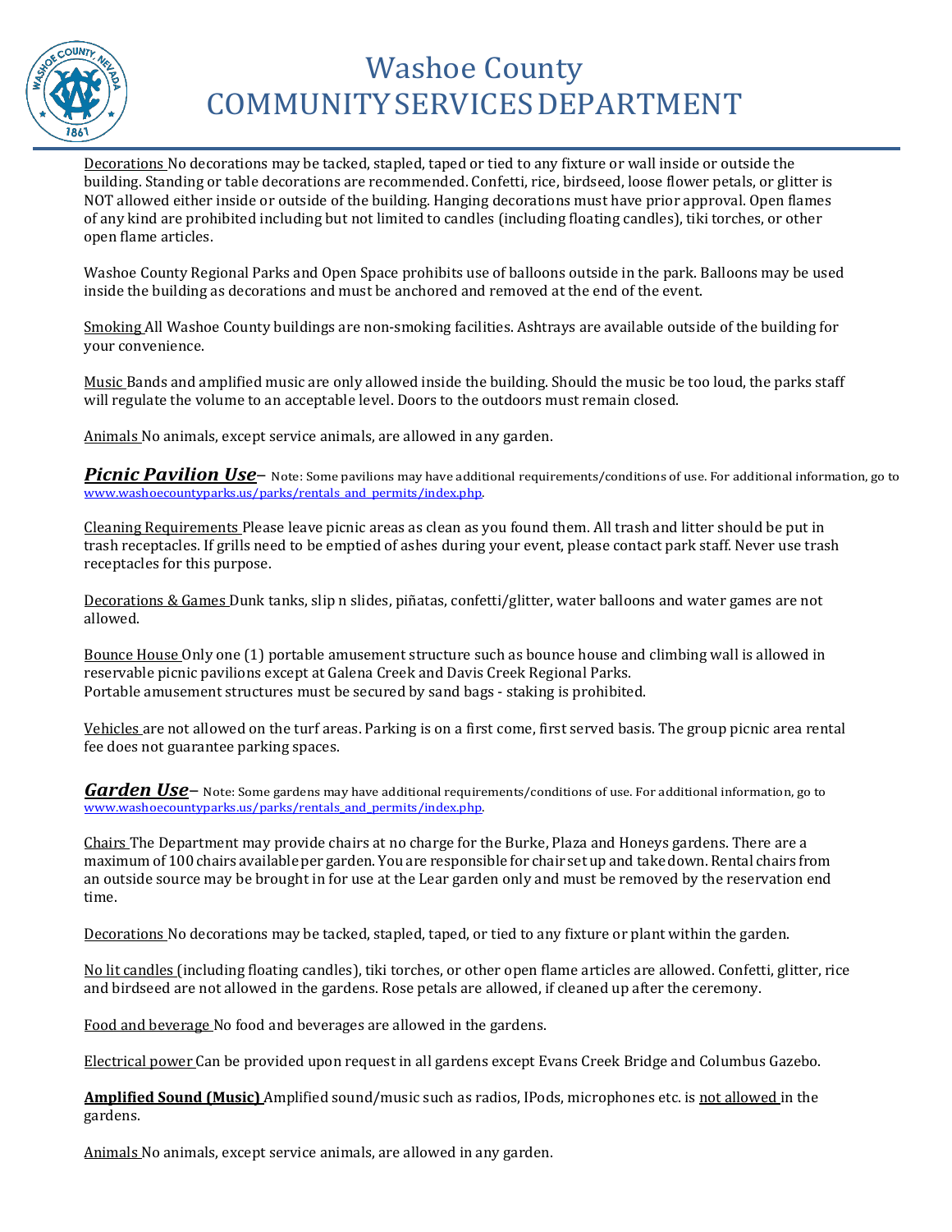Decorations No decorations may be tacked, stapled, taped or tied to any fixture or wall inside or outside the building. Standing or table decorations are recommended. Confetti, rice, birdseed, loose flower petals, or glitter is NOT allowed either inside or outside of the building. Hanging decorations must have prior approval. Open flames of any kind are prohibited including but not limited to candles (including floating candles), tiki torches, or other open flame articles.

Washoe County Regional Parks and Open Space prohibits use of balloons outside in the park. Balloons may be used inside the building as decorations and must be anchored and removed at the end of the event.

Smoking All Washoe County buildings are non-smoking facilities. Ashtrays are available outside of the building for your convenience.

Music Bands and amplified music are only allowed inside the building. Should the music be too loud, the parks staff will regulate the volume to an acceptable level. Doors to the outdoors must remain closed.

Animals No animals, except service animals, are allowed in any garden.

***Picnic Pavilion Use*** – Note: Some pavilions may have additional requirements/conditions of use. For additional information, go to www.washoecountyparks.us/parks/rentals_and_permits/index.php.

Cleaning Requirements Please leave picnic areas as clean as you found them. All trash and litter should be put in trash receptacles. If grills need to be emptied of ashes during your event, please contact park staff. Never use trash receptacles for this purpose.

Decorations & Games Dunk tanks, slip n slides, piñatas, confetti/glitter, water balloons and water games are not allowed.

Bounce House Only one (1) portable amusement structure such as bounce house and climbing wall is allowed in reservable picnic pavilions except at Galena Creek and Davis Creek Regional Parks.
Portable amusement structures must be secured by sand bags - staking is prohibited.

Vehicles are not allowed on the turf areas. Parking is on a first come, first served basis. The group picnic area rental fee does not guarantee parking spaces.

***Garden Use*** – Note: Some gardens may have additional requirements/conditions of use. For additional information, go to www.washoecountyparks.us/parks/rentals_and_permits/index.php.

Chairs The Department may provide chairs at no charge for the Burke, Plaza and Honeys gardens. There are a maximum of 100 chairs available per garden. You are responsible for chair set up and take down. Rental chairs from an outside source may be brought in for use at the Lear garden only and must be removed by the reservation end time.

Decorations No decorations may be tacked, stapled, taped, or tied to any fixture or plant within the garden.

No lit candles (including floating candles), tiki torches, or other open flame articles are allowed. Confetti, glitter, rice and birdseed are not allowed in the gardens. Rose petals are allowed, if cleaned up after the ceremony.

Food and beverage No food and beverages are allowed in the gardens.

Electrical power Can be provided upon request in all gardens except Evans Creek Bridge and Columbus Gazebo.

**Amplified Sound (Music)** Amplified sound/music such as radios, IPods, microphones etc. is not allowed in the gardens.

Animals No animals, except service animals, are allowed in any garden.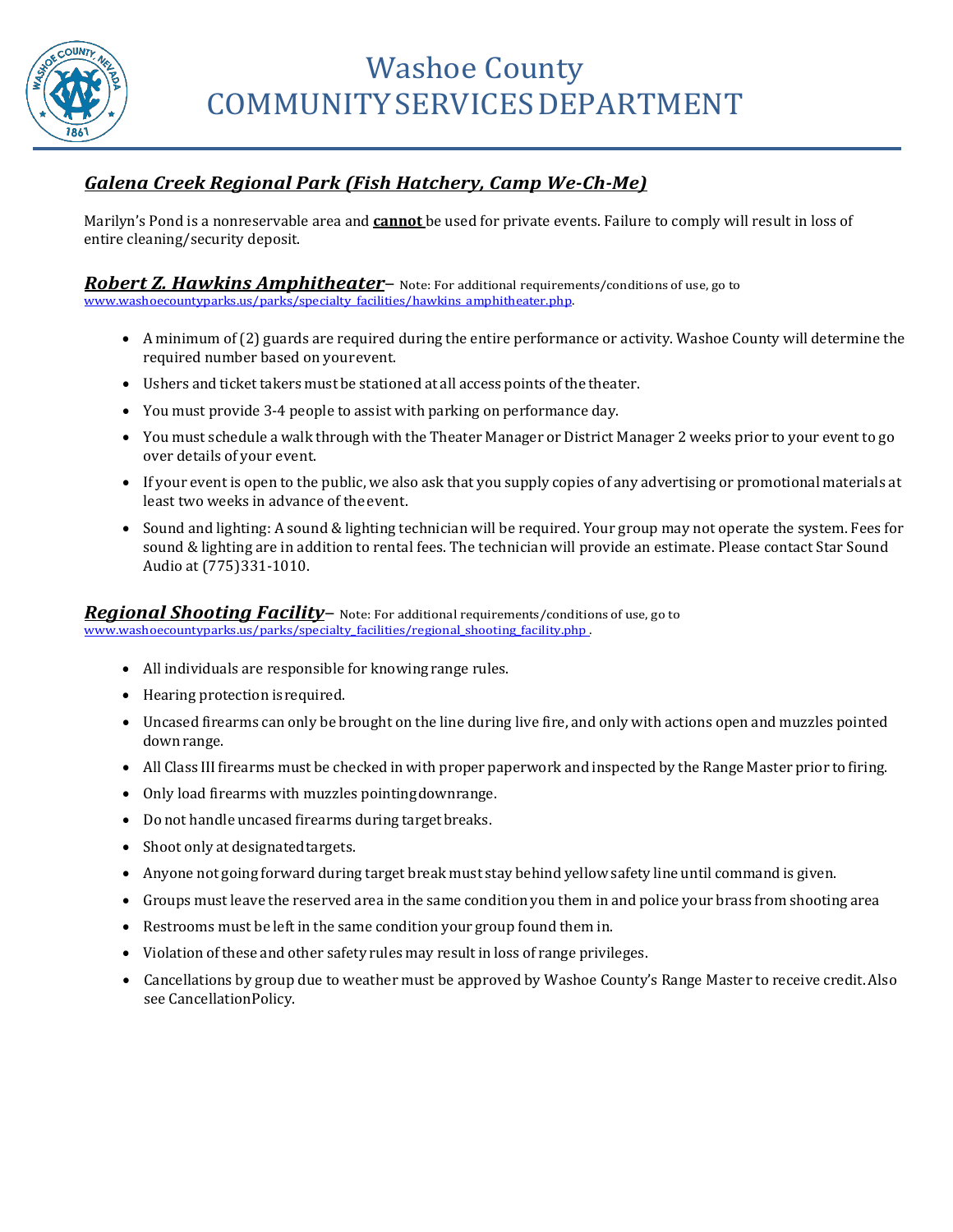# Washoe County COMMUNITY SERVICES DEPARTMENT

## *Galena Creek Regional Park (Fish Hatchery, Camp We-Ch-Me)*

Marilyn's Pond is a nonreservable area and **cannot** be used for private events. Failure to comply will result in loss of entire cleaning/security deposit.

## *Robert Z. Hawkins Amphitheater*– Note: For additional requirements/conditions of use, go to www.washoecountyparks.us/parks/specialty_facilities/hawkins_amphitheater.php.

- A minimum of (2) guards are required during the entire performance or activity. Washoe County will determine the required number based on your event.
- Ushers and ticket takers must be stationed at all access points of the theater.
- You must provide 3-4 people to assist with parking on performance day.
- You must schedule a walk through with the Theater Manager or District Manager 2 weeks prior to your event to go over details of your event.
- If your event is open to the public, we also ask that you supply copies of any advertising or promotional materials at least two weeks in advance of the event.
- Sound and lighting: A sound & lighting technician will be required. Your group may not operate the system. Fees for sound & lighting are in addition to rental fees. The technician will provide an estimate. Please contact Star Sound Audio at (775)331-1010.

## *Regional Shooting Facility*– Note: For additional requirements/conditions of use, go to www.washoecountyparks.us/parks/specialty_facilities/regional_shooting_facility.php .

- All individuals are responsible for knowing range rules.
- Hearing protection is required.
- Uncased firearms can only be brought on the line during live fire, and only with actions open and muzzles pointed down range.
- All Class III firearms must be checked in with proper paperwork and inspected by the Range Master prior to firing.
- Only load firearms with muzzles pointing downrange.
- Do not handle uncased firearms during target breaks.
- Shoot only at designated targets.
- Anyone not going forward during target break must stay behind yellow safety line until command is given.
- Groups must leave the reserved area in the same condition you them in and police your brass from shooting area
- Restrooms must be left in the same condition your group found them in.
- Violation of these and other safety rules may result in loss of range privileges.
- Cancellations by group due to weather must be approved by Washoe County's Range Master to receive credit. Also see Cancellation Policy.